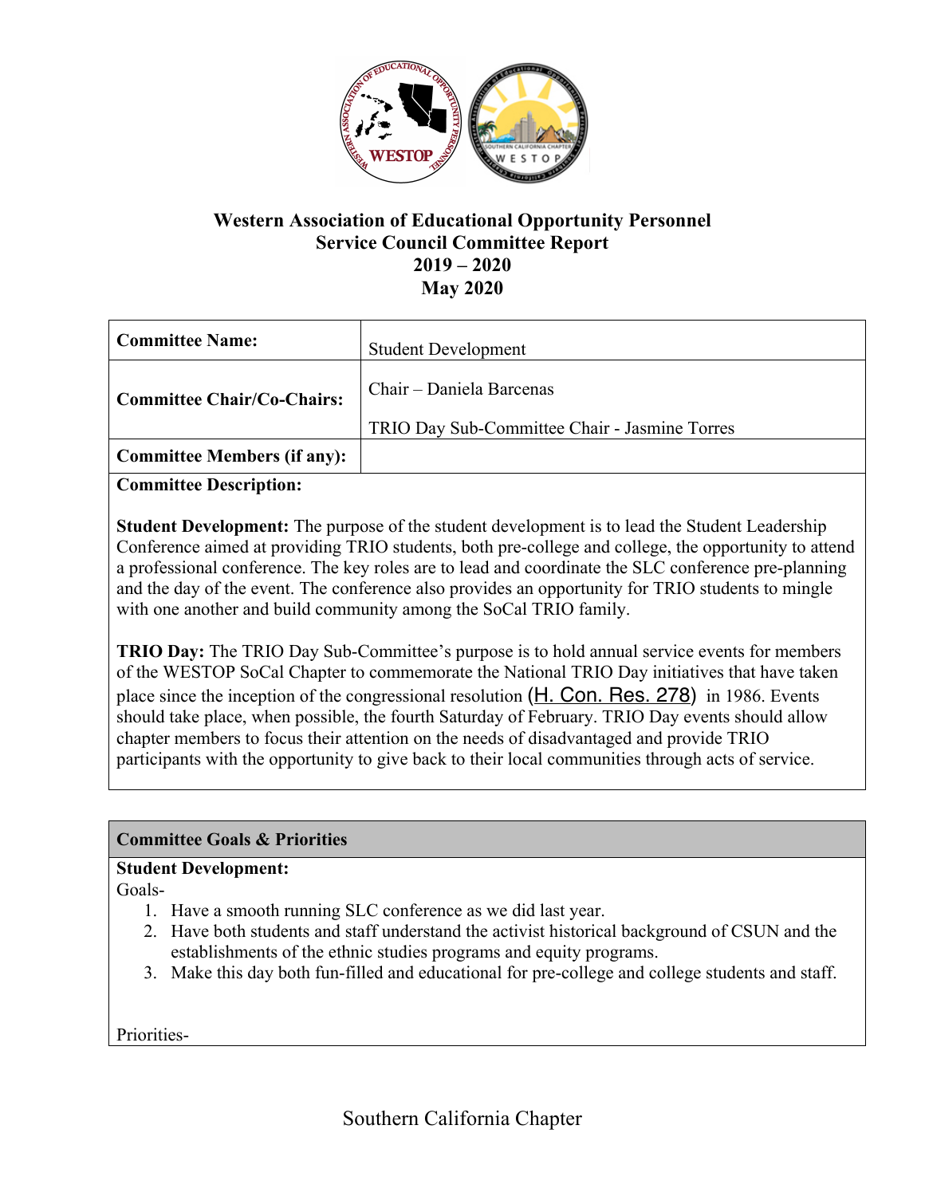# Western Association of Educational Opportunity Personnel
## Service Council Committee Report
## 2019 – 2020
## May 2020

| **Committee Name:** | Student Development |
|---|---|
| **Committee Chair/Co-Chairs:** | Chair – Daniela Barcenas<br><br>TRIO Day Sub-Committee Chair - Jasmine Torres |
| **Committee Members (if any):** | |

**Committee Description:**

**Student Development:** The purpose of the student development is to lead the Student Leadership Conference aimed at providing TRIO students, both pre-college and college, the opportunity to attend a professional conference. The key roles are to lead and coordinate the SLC conference pre-planning and the day of the event. The conference also provides an opportunity for TRIO students to mingle with one another and build community among the SoCal TRIO family.

**TRIO Day:** The TRIO Day Sub-Committee's purpose is to hold annual service events for members of the WESTOP SoCal Chapter to commemorate the National TRIO Day initiatives that have taken place since the inception of the congressional resolution (H. Con. Res. 278) in 1986. Events should take place, when possible, the fourth Saturday of February. TRIO Day events should allow chapter members to focus their attention on the needs of disadvantaged and provide TRIO participants with the opportunity to give back to their local communities through acts of service.

**Committee Goals & Priorities**

**Student Development:**

Goals-

1. Have a smooth running SLC conference as we did last year.
2. Have both students and staff understand the activist historical background of CSUN and the establishments of the ethnic studies programs and equity programs.
3. Make this day both fun-filled and educational for pre-college and college students and staff.

Priorities-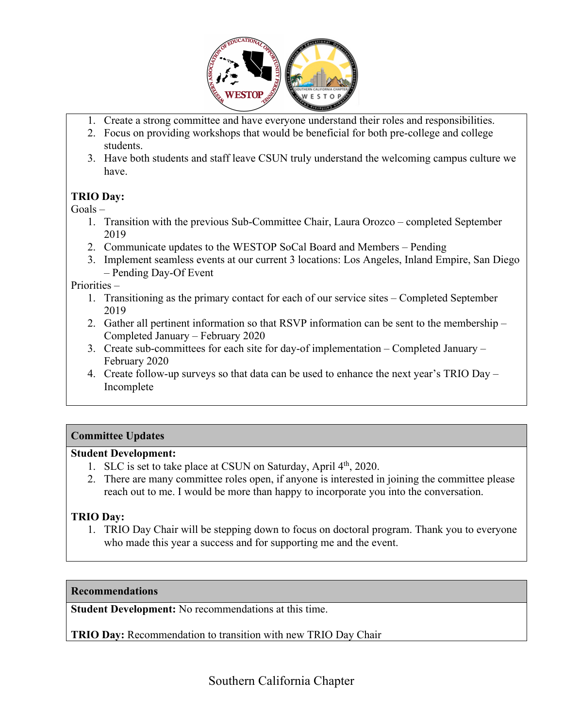1. Create a strong committee and have everyone understand their roles and responsibilities.
2. Focus on providing workshops that would be beneficial for both pre-college and college students.
3. Have both students and staff leave CSUN truly understand the welcoming campus culture we have.

**TRIO Day:**

Goals –

1. Transition with the previous Sub-Committee Chair, Laura Orozco – completed September 2019
2. Communicate updates to the WESTOP SoCal Board and Members – Pending
3. Implement seamless events at our current 3 locations: Los Angeles, Inland Empire, San Diego – Pending Day-Of Event

Priorities –

1. Transitioning as the primary contact for each of our service sites – Completed September 2019
2. Gather all pertinent information so that RSVP information can be sent to the membership – Completed January – February 2020
3. Create sub-committees for each site for day-of implementation – Completed January – February 2020
4. Create follow-up surveys so that data can be used to enhance the next year's TRIO Day – Incomplete

## Committee Updates

**Student Development:**

1. SLC is set to take place at CSUN on Saturday, April 4th, 2020.
2. There are many committee roles open, if anyone is interested in joining the committee please reach out to me. I would be more than happy to incorporate you into the conversation.

**TRIO Day:**

1. TRIO Day Chair will be stepping down to focus on doctoral program. Thank you to everyone who made this year a success and for supporting me and the event.

## Recommendations

**Student Development:** No recommendations at this time.

**TRIO Day:** Recommendation to transition with new TRIO Day Chair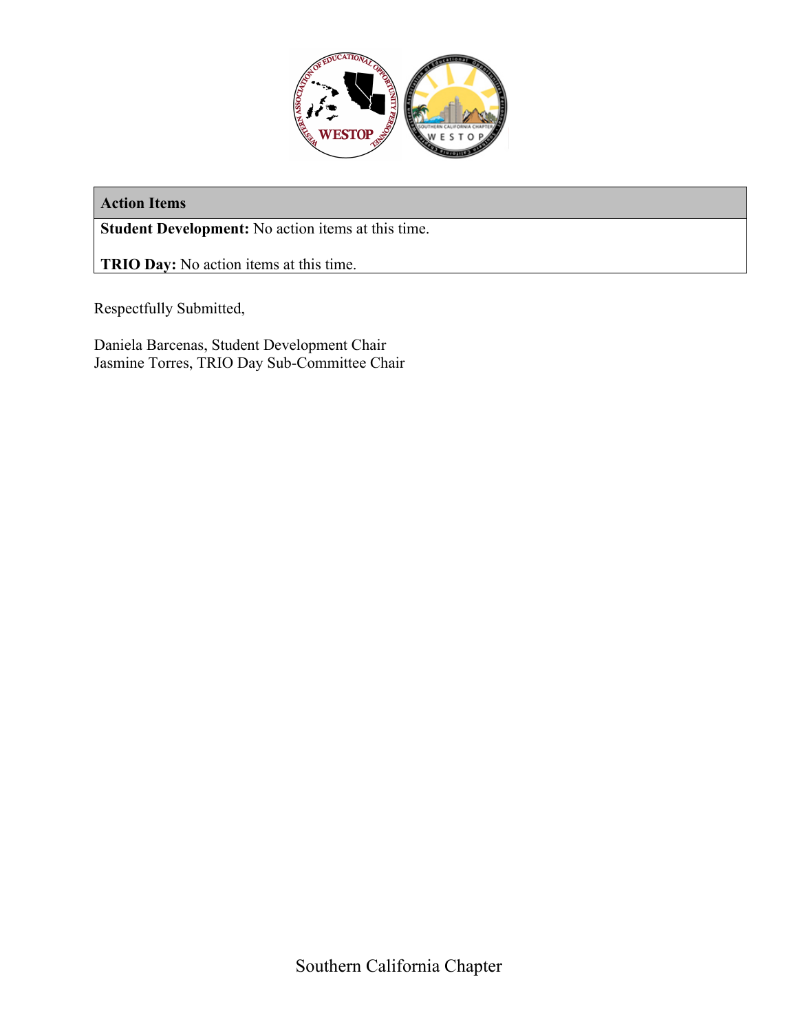| Action Items |
| --- |
| **Student Development:** No action items at this time.<br><br>**TRIO Day:** No action items at this time. |

Respectfully Submitted,

Daniela Barcenas, Student Development Chair
Jasmine Torres, TRIO Day Sub-Committee Chair